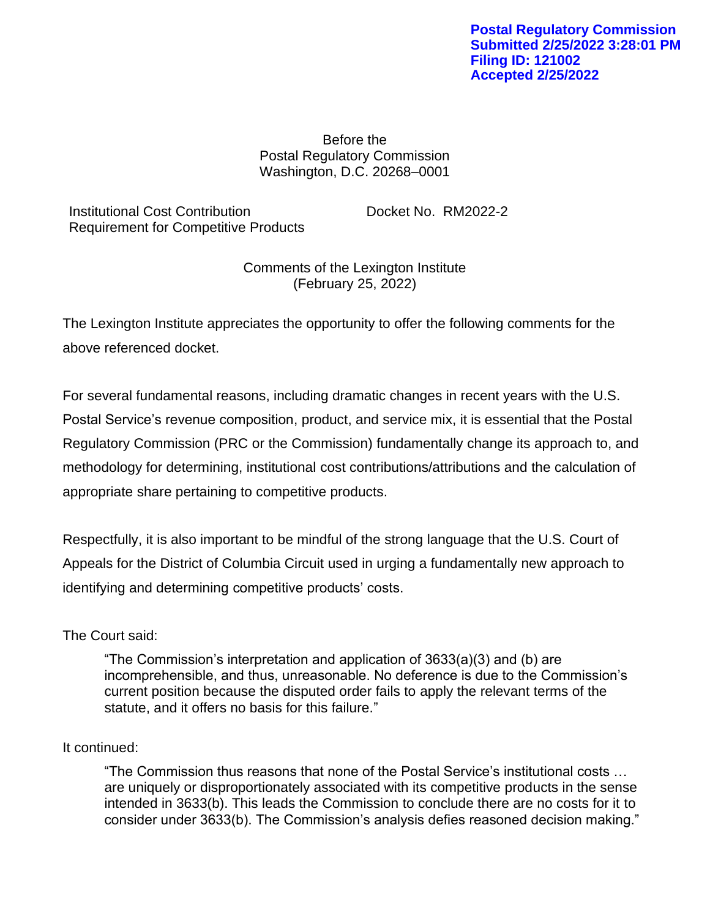Postal Regulatory Commission
Submitted 2/25/2022 3:28:01 PM
Filing ID: 121002
Accepted 2/25/2022

Before the
Postal Regulatory Commission
Washington, D.C. 20268–0001

Institutional Cost Contribution Requirement for Competitive Products

Docket No. RM2022-2

Comments of the Lexington Institute
(February 25, 2022)

The Lexington Institute appreciates the opportunity to offer the following comments for the above referenced docket.

For several fundamental reasons, including dramatic changes in recent years with the U.S. Postal Service's revenue composition, product, and service mix, it is essential that the Postal Regulatory Commission (PRC or the Commission) fundamentally change its approach to, and methodology for determining, institutional cost contributions/attributions and the calculation of appropriate share pertaining to competitive products.

Respectfully, it is also important to be mindful of the strong language that the U.S. Court of Appeals for the District of Columbia Circuit used in urging a fundamentally new approach to identifying and determining competitive products' costs.

The Court said:

> "The Commission's interpretation and application of 3633(a)(3) and (b) are incomprehensible, and thus, unreasonable. No deference is due to the Commission's current position because the disputed order fails to apply the relevant terms of the statute, and it offers no basis for this failure."

It continued:

> "The Commission thus reasons that none of the Postal Service's institutional costs … are uniquely or disproportionately associated with its competitive products in the sense intended in 3633(b). This leads the Commission to conclude there are no costs for it to consider under 3633(b). The Commission's analysis defies reasoned decision making."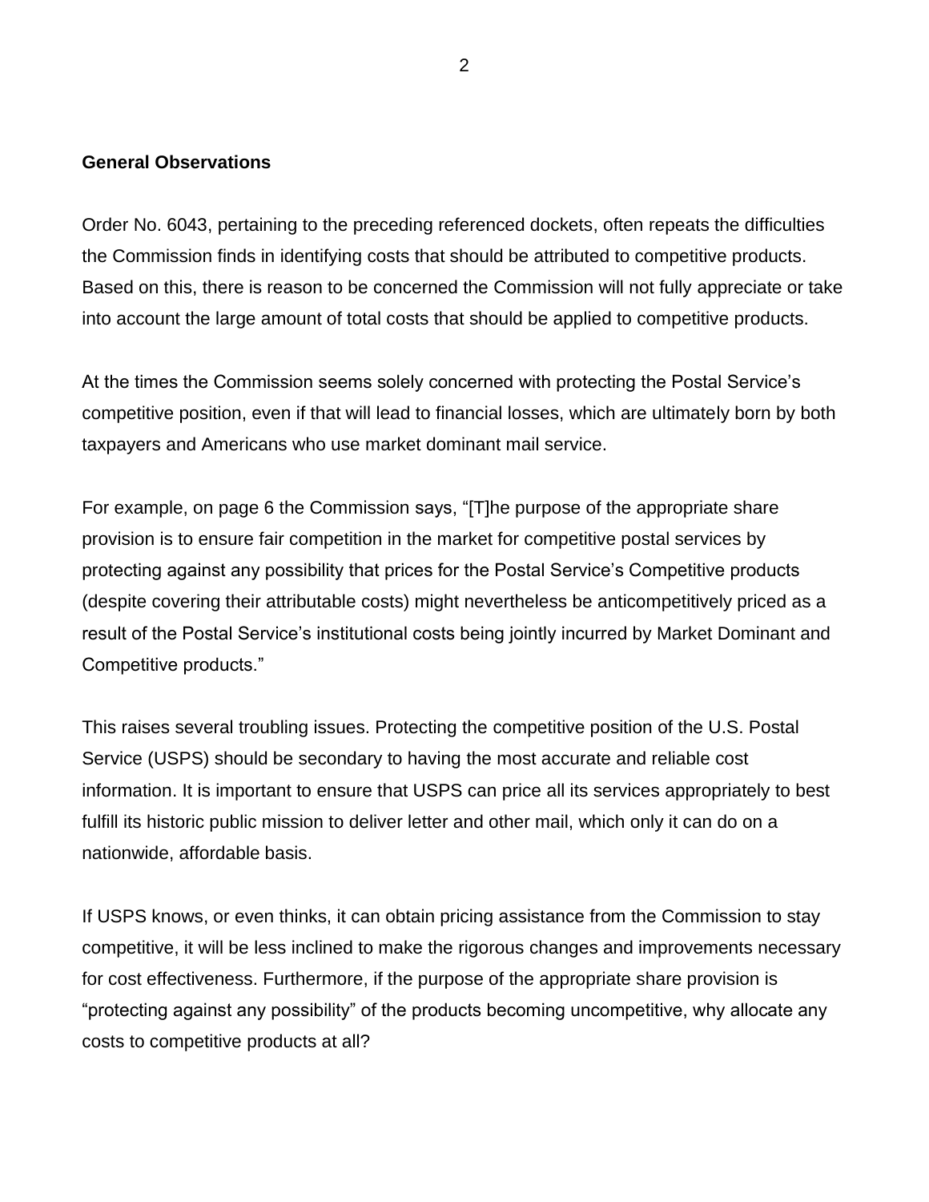**General Observations**

Order No. 6043, pertaining to the preceding referenced dockets, often repeats the difficulties the Commission finds in identifying costs that should be attributed to competitive products. Based on this, there is reason to be concerned the Commission will not fully appreciate or take into account the large amount of total costs that should be applied to competitive products.

At the times the Commission seems solely concerned with protecting the Postal Service's competitive position, even if that will lead to financial losses, which are ultimately born by both taxpayers and Americans who use market dominant mail service.

For example, on page 6 the Commission says, "[T]he purpose of the appropriate share provision is to ensure fair competition in the market for competitive postal services by protecting against any possibility that prices for the Postal Service's Competitive products (despite covering their attributable costs) might nevertheless be anticompetitively priced as a result of the Postal Service's institutional costs being jointly incurred by Market Dominant and Competitive products."

This raises several troubling issues. Protecting the competitive position of the U.S. Postal Service (USPS) should be secondary to having the most accurate and reliable cost information. It is important to ensure that USPS can price all its services appropriately to best fulfill its historic public mission to deliver letter and other mail, which only it can do on a nationwide, affordable basis.

If USPS knows, or even thinks, it can obtain pricing assistance from the Commission to stay competitive, it will be less inclined to make the rigorous changes and improvements necessary for cost effectiveness. Furthermore, if the purpose of the appropriate share provision is "protecting against any possibility" of the products becoming uncompetitive, why allocate any costs to competitive products at all?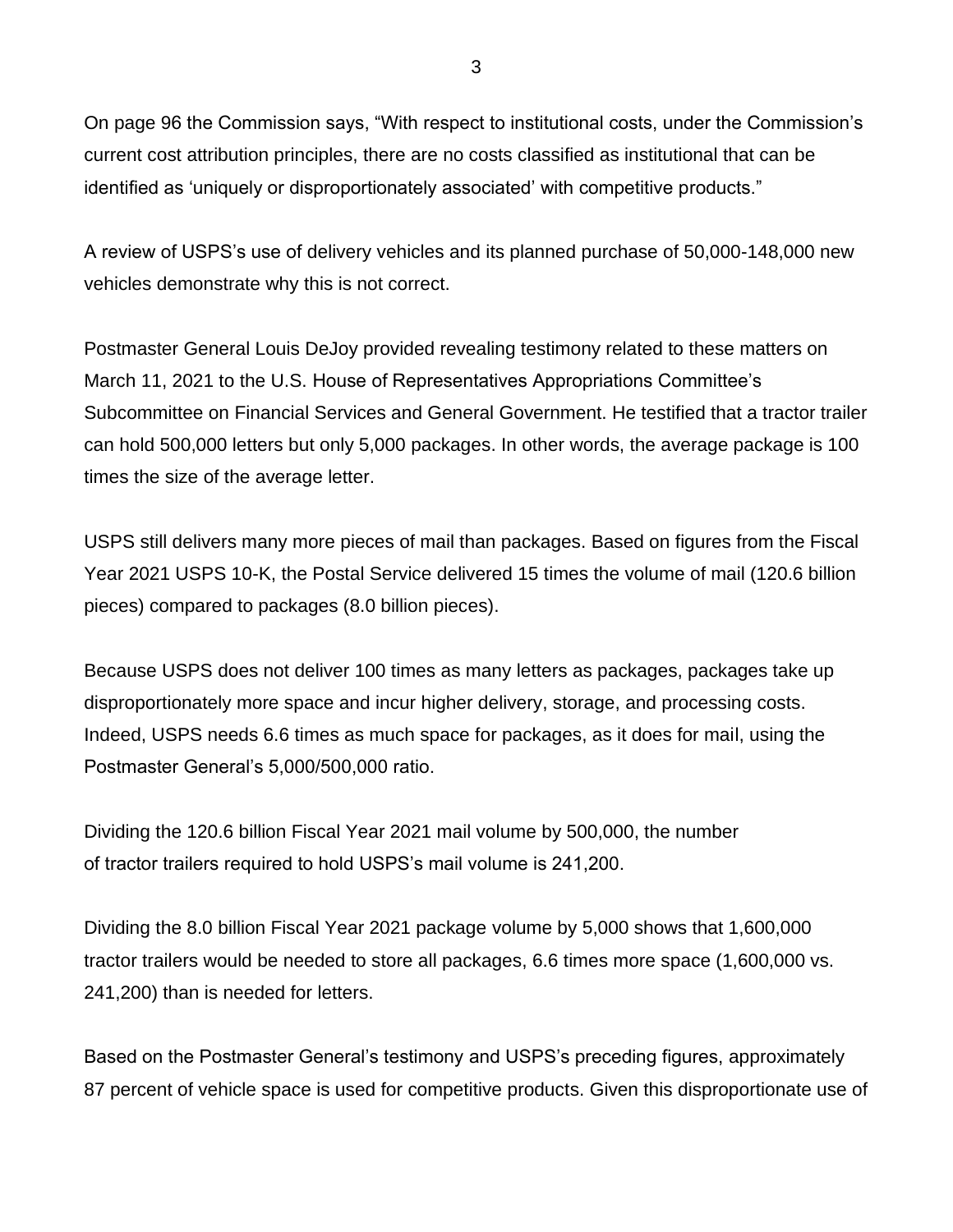On page 96 the Commission says, “With respect to institutional costs, under the Commission’s current cost attribution principles, there are no costs classified as institutional that can be identified as ‘uniquely or disproportionately associated’ with competitive products.”

A review of USPS’s use of delivery vehicles and its planned purchase of 50,000-148,000 new vehicles demonstrate why this is not correct.

Postmaster General Louis DeJoy provided revealing testimony related to these matters on March 11, 2021 to the U.S. House of Representatives Appropriations Committee’s Subcommittee on Financial Services and General Government. He testified that a tractor trailer can hold 500,000 letters but only 5,000 packages. In other words, the average package is 100 times the size of the average letter.

USPS still delivers many more pieces of mail than packages. Based on figures from the Fiscal Year 2021 USPS 10-K, the Postal Service delivered 15 times the volume of mail (120.6 billion pieces) compared to packages (8.0 billion pieces).

Because USPS does not deliver 100 times as many letters as packages, packages take up disproportionately more space and incur higher delivery, storage, and processing costs. Indeed, USPS needs 6.6 times as much space for packages, as it does for mail, using the Postmaster General’s 5,000/500,000 ratio.

Dividing the 120.6 billion Fiscal Year 2021 mail volume by 500,000, the number of tractor trailers required to hold USPS’s mail volume is 241,200.

Dividing the 8.0 billion Fiscal Year 2021 package volume by 5,000 shows that 1,600,000 tractor trailers would be needed to store all packages, 6.6 times more space (1,600,000 vs. 241,200) than is needed for letters.

Based on the Postmaster General’s testimony and USPS’s preceding figures, approximately 87 percent of vehicle space is used for competitive products. Given this disproportionate use of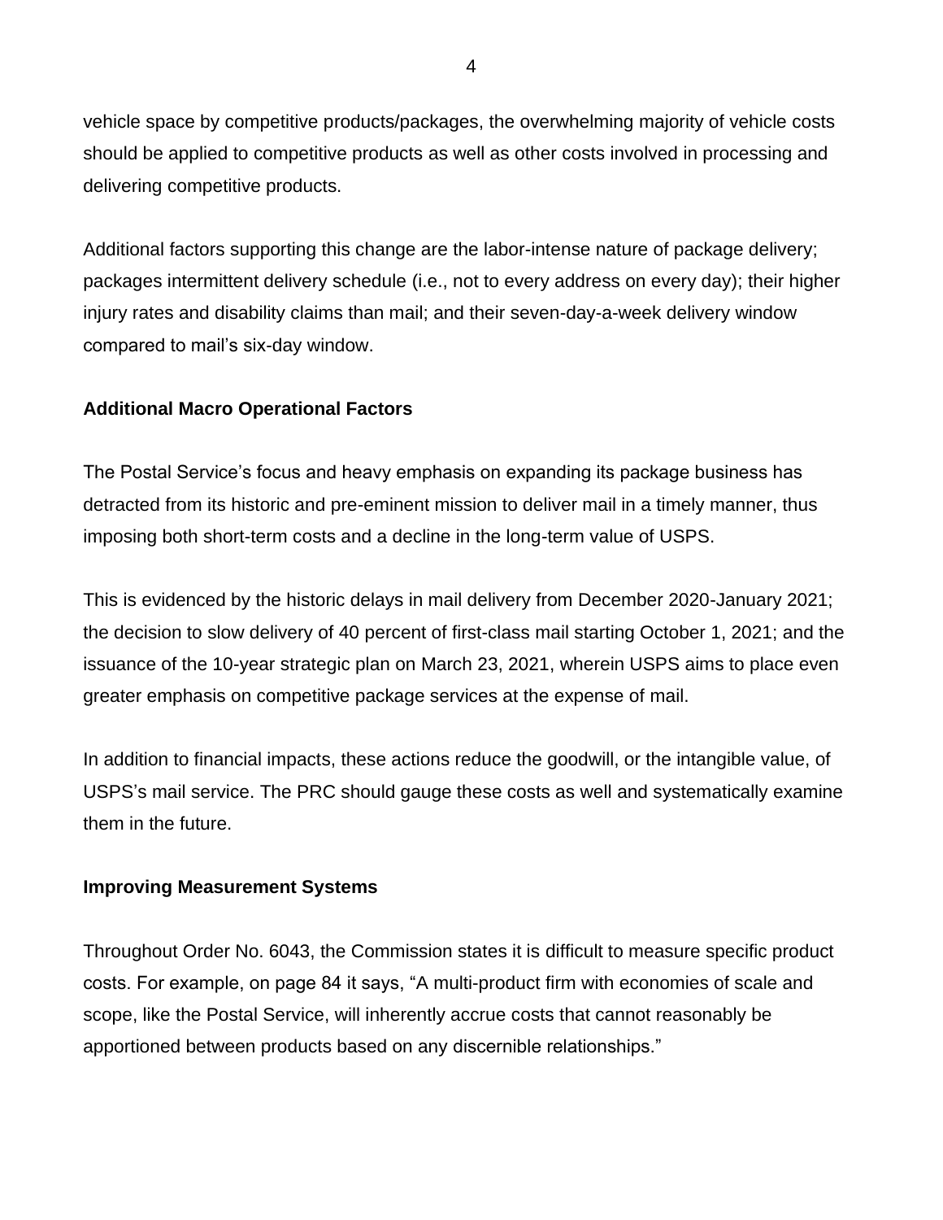vehicle space by competitive products/packages, the overwhelming majority of vehicle costs should be applied to competitive products as well as other costs involved in processing and delivering competitive products.

Additional factors supporting this change are the labor-intense nature of package delivery; packages intermittent delivery schedule (i.e., not to every address on every day); their higher injury rates and disability claims than mail; and their seven-day-a-week delivery window compared to mail's six-day window.

**Additional Macro Operational Factors**

The Postal Service's focus and heavy emphasis on expanding its package business has detracted from its historic and pre-eminent mission to deliver mail in a timely manner, thus imposing both short-term costs and a decline in the long-term value of USPS.

This is evidenced by the historic delays in mail delivery from December 2020-January 2021; the decision to slow delivery of 40 percent of first-class mail starting October 1, 2021; and the issuance of the 10-year strategic plan on March 23, 2021, wherein USPS aims to place even greater emphasis on competitive package services at the expense of mail.

In addition to financial impacts, these actions reduce the goodwill, or the intangible value, of USPS's mail service. The PRC should gauge these costs as well and systematically examine them in the future.

**Improving Measurement Systems**

Throughout Order No. 6043, the Commission states it is difficult to measure specific product costs. For example, on page 84 it says, "A multi-product firm with economies of scale and scope, like the Postal Service, will inherently accrue costs that cannot reasonably be apportioned between products based on any discernible relationships."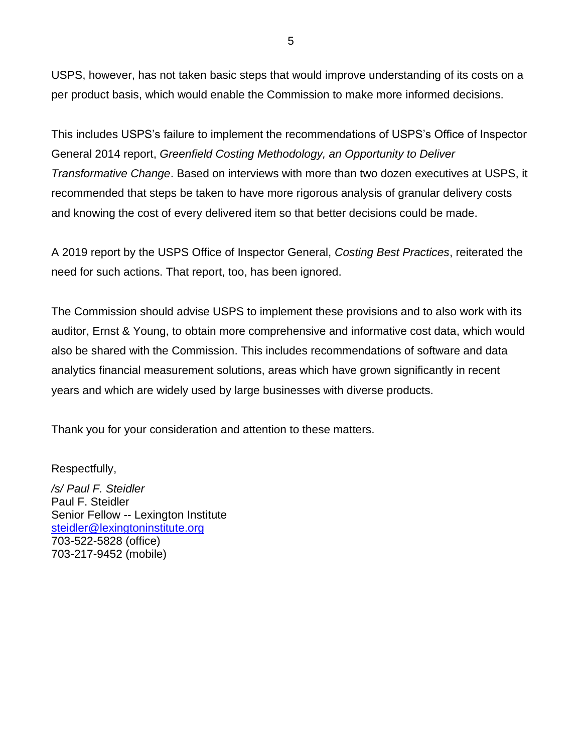USPS, however, has not taken basic steps that would improve understanding of its costs on a per product basis, which would enable the Commission to make more informed decisions.

This includes USPS's failure to implement the recommendations of USPS's Office of Inspector General 2014 report, *Greenfield Costing Methodology, an Opportunity to Deliver Transformative Change*. Based on interviews with more than two dozen executives at USPS, it recommended that steps be taken to have more rigorous analysis of granular delivery costs and knowing the cost of every delivered item so that better decisions could be made.

A 2019 report by the USPS Office of Inspector General, *Costing Best Practices*, reiterated the need for such actions. That report, too, has been ignored.

The Commission should advise USPS to implement these provisions and to also work with its auditor, Ernst & Young, to obtain more comprehensive and informative cost data, which would also be shared with the Commission. This includes recommendations of software and data analytics financial measurement solutions, areas which have grown significantly in recent years and which are widely used by large businesses with diverse products.

Thank you for your consideration and attention to these matters.

Respectfully,

*/s/ Paul F. Steidler*
Paul F. Steidler
Senior Fellow -- Lexington Institute
steidler@lexingtoninstitute.org
703-522-5828 (office)
703-217-9452 (mobile)